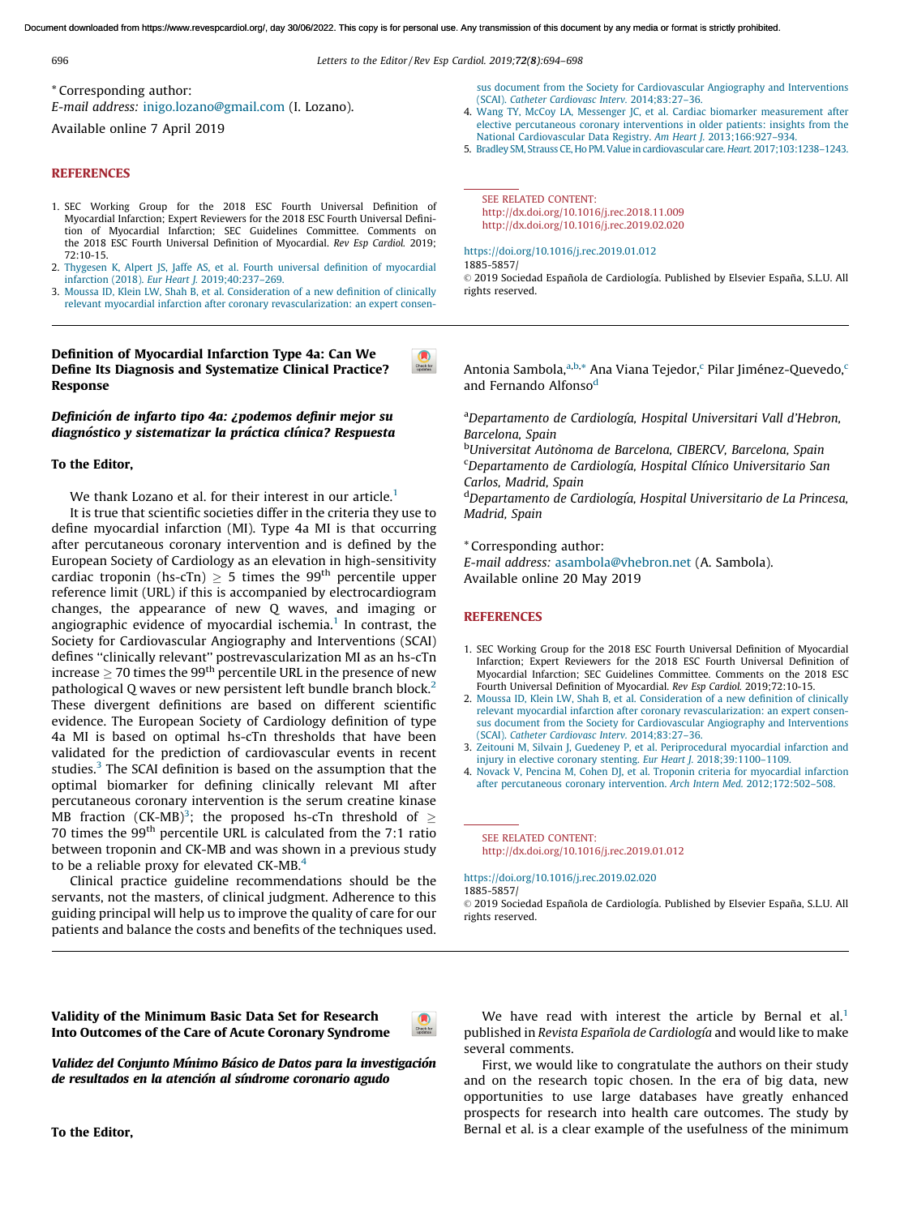*Corresponding author:
*E-mail address:* inigo.lozano@gmail.com (I. Lozano).

Available online 7 April 2019

## REFERENCES

1. SEC Working Group for the 2018 ESC Fourth Universal Definition of Myocardial Infarction; Expert Reviewers for the 2018 ESC Fourth Universal Definition of Myocardial Infarction; SEC Guidelines Committee. Comments on the 2018 ESC Fourth Universal Definition of Myocardial. *Rev Esp Cardiol.* 2019; 72:10-15.
2. Thygesen K, Alpert JS, Jaffe AS, et al. Fourth universal definition of myocardial infarction (2018). *Eur Heart J.* 2019;40:237–269.
3. Moussa ID, Klein LW, Shah B, et al. Consideration of a new definition of clinically relevant myocardial infarction after coronary revascularization: an expert consensus document from the Society for Cardiovascular Angiography and Interventions (SCAI). *Catheter Cardiovasc Interv.* 2014;83:27–36.
4. Wang TY, McCoy LA, Messenger JC, et al. Cardiac biomarker measurement after elective percutaneous coronary interventions in older patients: insights from the National Cardiovascular Data Registry. *Am Heart J.* 2013;166:927–934.
5. Bradley SM, Strauss CE, Ho PM. Value in cardiovascular care. *Heart.* 2017;103:1238–1243.

SEE RELATED CONTENT:
http://dx.doi.org/10.1016/j.rec.2018.11.009
http://dx.doi.org/10.1016/j.rec.2019.02.020

https://doi.org/10.1016/j.rec.2019.01.012
1885-5857/
© 2019 Sociedad Española de Cardiología. Published by Elsevier España, S.L.U. All rights reserved.

---

## Definition of Myocardial Infarction Type 4a: Can We Define Its Diagnosis and Systematize Clinical Practice? Response

### *Definición de infarto tipo 4a: ¿podemos definir mejor su diagnóstico y sistematizar la práctica clínica? Respuesta*

**To the Editor,**

We thank Lozano et al. for their interest in our article.[1]

It is true that scientific societies differ in the criteria they use to define myocardial infarction (MI). Type 4a MI is that occurring after percutaneous coronary intervention and is defined by the European Society of Cardiology as an elevation in high-sensitivity cardiac troponin (hs-cTn) $\geq$ 5 times the 99$^{th}$ percentile upper reference limit (URL) if this is accompanied by electrocardiogram changes, the appearance of new Q waves, and imaging or angiographic evidence of myocardial ischemia.[1] In contrast, the Society for Cardiovascular Angiography and Interventions (SCAI) defines "clinically relevant" postrevascularization MI as an hs-cTn increase $\geq$ 70 times the 99$^{th}$ percentile URL in the presence of new pathological Q waves or new persistent left bundle branch block.[2] These divergent definitions are based on different scientific evidence. The European Society of Cardiology definition of type 4a MI is based on optimal hs-cTn thresholds that have been validated for the prediction of cardiovascular events in recent studies.[3] The SCAI definition is based on the assumption that the optimal biomarker for defining clinically relevant MI after percutaneous coronary intervention is the serum creatine kinase MB fraction (CK-MB)[3]; the proposed hs-cTn threshold of $\geq$ 70 times the 99$^{th}$ percentile URL is calculated from the 7:1 ratio between troponin and CK-MB and was shown in a previous study to be a reliable proxy for elevated CK-MB.[4]

Clinical practice guideline recommendations should be the servants, not the masters, of clinical judgment. Adherence to this guiding principle will help us to improve the quality of care for our patients and balance the costs and benefits of the techniques used.

Antonia Sambola,[a,b,*] Ana Viana Tejedor,[c] Pilar Jiménez-Quevedo,[c] and Fernando Alfonso[d]

[a]*Departamento de Cardiología, Hospital Universitari Vall d'Hebron, Barcelona, Spain*
[b]*Universitat Autònoma de Barcelona, CIBERCV, Barcelona, Spain*
[c]*Departamento de Cardiología, Hospital Clínico Universitario San Carlos, Madrid, Spain*
[d]*Departamento de Cardiología, Hospital Universitario de La Princesa, Madrid, Spain*

*Corresponding author:
*E-mail address:* asambola@vhebron.net (A. Sambola).

Available online 20 May 2019

## REFERENCES

1. SEC Working Group for the 2018 ESC Fourth Universal Definition of Myocardial Infarction; Expert Reviewers for the 2018 ESC Fourth Universal Definition of Myocardial Infarction; SEC Guidelines Committee. Comments on the 2018 ESC Fourth Universal Definition of Myocardial. *Rev Esp Cardiol.* 2019;72:10-15.
2. Moussa ID, Klein LW, Shah B, et al. Consideration of a new definition of clinically relevant myocardial infarction after coronary revascularization: an expert consensus document from the Society for Cardiovascular Angiography and Interventions (SCAI). *Catheter Cardiovasc Interv.* 2014;83:27–36.
3. Zeitouni M, Silvain J, Guedeney P, et al. Periprocedural myocardial infarction and injury in elective coronary stenting. *Eur Heart J.* 2018;39:1100–1109.
4. Novack V, Pencina M, Cohen DJ, et al. Troponin criteria for myocardial infarction after percutaneous coronary intervention. *Arch Intern Med.* 2012;172:502–508.

SEE RELATED CONTENT:
http://dx.doi.org/10.1016/j.rec.2019.01.012

https://doi.org/10.1016/j.rec.2019.02.020
1885-5857/
© 2019 Sociedad Española de Cardiología. Published by Elsevier España, S.L.U. All rights reserved.

---

## Validity of the Minimum Basic Data Set for Research Into Outcomes of the Care of Acute Coronary Syndrome

### *Validez del Conjunto Mínimo Básico de Datos para la investigación de resultados en la atención al síndrome coronario agudo*

**To the Editor,**

We have read with interest the article by Bernal et al.[1] published in *Revista Española de Cardiología* and would like to make several comments.

First, we would like to congratulate the authors on their study and on the research topic chosen. In the era of big data, new opportunities to use large databases have greatly enhanced prospects for research into health care outcomes. The study by Bernal et al. is a clear example of the usefulness of the minimum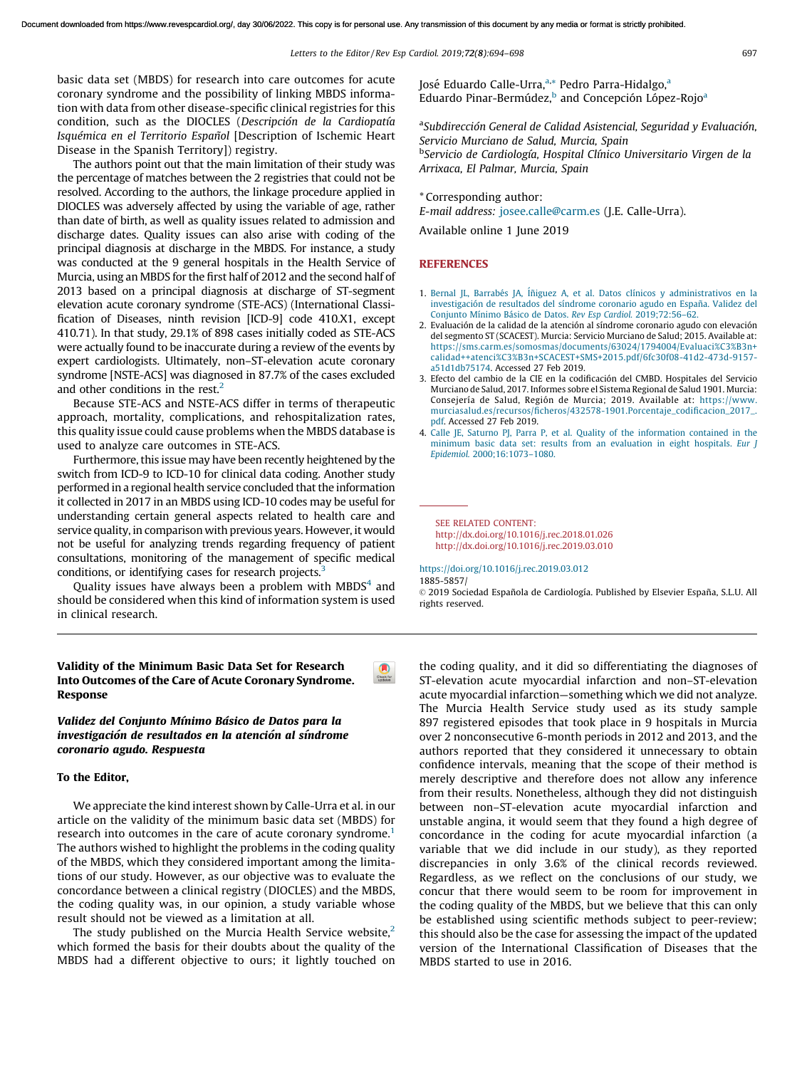basic data set (MBDS) for research into care outcomes for acute coronary syndrome and the possibility of linking MBDS information with data from other disease-specific clinical registries for this condition, such as the DIOCLES (*Descripción de la Cardiopatía Isquémica en el Territorio Español* [Description of Ischemic Heart Disease in the Spanish Territory]) registry.

The authors point out that the main limitation of their study was the percentage of matches between the 2 registries that could not be resolved. According to the authors, the linkage procedure applied in DIOCLES was adversely affected by using the variable of age, rather than date of birth, as well as quality issues related to admission and discharge dates. Quality issues can also arise with coding of the principal diagnosis at discharge in the MBDS. For instance, a study was conducted at the 9 general hospitals in the Health Service of Murcia, using an MBDS for the first half of 2012 and the second half of 2013 based on a principal diagnosis at discharge of ST-segment elevation acute coronary syndrome (STE-ACS) (International Classification of Diseases, ninth revision [ICD-9] code 410.X1, except 410.71). In that study, 29.1% of 898 cases initially coded as STE-ACS were actually found to be inaccurate during a review of the events by expert cardiologists. Ultimately, non–ST-elevation acute coronary syndrome [NSTE-ACS] was diagnosed in 87.7% of the cases excluded and other conditions in the rest.[2]

Because STE-ACS and NSTE-ACS differ in terms of therapeutic approach, mortality, complications, and rehospitalization rates, this quality issue could cause problems when the MBDS database is used to analyze care outcomes in STE-ACS.

Furthermore, this issue may have been recently heightened by the switch from ICD-9 to ICD-10 for clinical data coding. Another study performed in a regional health service concluded that the information it collected in 2017 in an MBDS using ICD-10 codes may be useful for understanding certain general aspects related to health care and service quality, in comparison with previous years. However, it would not be useful for analyzing trends regarding frequency of patient consultations, monitoring of the management of specific medical conditions, or identifying cases for research projects.[3]

Quality issues have always been a problem with MBDS[4] and should be considered when this kind of information system is used in clinical research.

José Eduardo Calle-Urra,[a,*] Pedro Parra-Hidalgo,[a] Eduardo Pinar-Bermúdez,[b] and Concepción López-Rojo[a]

[a]*Subdirección General de Calidad Asistencial, Seguridad y Evaluación, Servicio Murciano de Salud, Murcia, Spain*
[b]*Servicio de Cardiología, Hospital Clínico Universitario Virgen de la Arrixaca, El Palmar, Murcia, Spain*

* Corresponding author:
*E-mail address:* josee.calle@carm.es (J.E. Calle-Urra).

Available online 1 June 2019

## REFERENCES

1. Bernal JL, Barrabés JA, Íñiguez A, et al. Datos clínicos y administrativos en la investigación de resultados del síndrome coronario agudo en España. Validez del Conjunto Mínimo Básico de Datos. *Rev Esp Cardiol.* 2019;72:56–62.
2. Evaluación de la calidad de la atención al síndrome coronario agudo con elevación del segmento ST (SCACEST). Murcia: Servicio Murciano de Salud; 2015. Available at: https://sms.carm.es/somosmas/documents/63024/1794004/Evaluaci%C3%B3n+calidad++atenci%C3%B3n+SCACEST+SMS+2015.pdf/6fc30f08-41d2-473d-9157-a51d1db75174. Accessed 27 Feb 2019.
3. Efecto del cambio de la CIE en la codificación del CMBD. Hospitales del Servicio Murciano de Salud, 2017. Informes sobre el Sistema Regional de Salud 1901. Murcia: Consejería de Salud, Región de Murcia; 2019. Available at: https://www.murciasalud.es/recursos/ficheros/432578-1901.Porcentaje_codificacion_2017_.pdf. Accessed 27 Feb 2019.
4. Calle JE, Saturno PJ, Parra P, et al. Quality of the information contained in the minimum basic data set: results from an evaluation in eight hospitals. *Eur J Epidemiol.* 2000;16:1073–1080.

SEE RELATED CONTENT:
http://dx.doi.org/10.1016/j.rec.2018.01.026
http://dx.doi.org/10.1016/j.rec.2019.03.010

https://doi.org/10.1016/j.rec.2019.03.012
1885-5857/
© 2019 Sociedad Española de Cardiología. Published by Elsevier España, S.L.U. All rights reserved.

## Validity of the Minimum Basic Data Set for Research Into Outcomes of the Care of Acute Coronary Syndrome. Response

### *Validez del Conjunto Mínimo Básico de Datos para la investigación de resultados en la atención al síndrome coronario agudo. Respuesta*

**To the Editor,**

We appreciate the kind interest shown by Calle-Urra et al. in our article on the validity of the minimum basic data set (MBDS) for research into outcomes in the care of acute coronary syndrome.[1] The authors wished to highlight the problems in the coding quality of the MBDS, which they considered important among the limitations of our study. However, as our objective was to evaluate the concordance between a clinical registry (DIOCLES) and the MBDS, the coding quality was, in our opinion, a study variable whose result should not be viewed as a limitation at all.

The study published on the Murcia Health Service website,[2] which formed the basis for their doubts about the quality of the MBDS had a different objective to ours; it lightly touched on the coding quality, and it did so differentiating the diagnoses of ST-elevation acute myocardial infarction and non–ST-elevation acute myocardial infarction—something which we did not analyze. The Murcia Health Service study used as its study sample 897 registered episodes that took place in 9 hospitals in Murcia over 2 nonconsecutive 6-month periods in 2012 and 2013, and the authors reported that they considered it unnecessary to obtain confidence intervals, meaning that the scope of their method is merely descriptive and therefore does not allow any inference from their results. Nonetheless, although they did not distinguish between non–ST-elevation acute myocardial infarction and unstable angina, it would seem that they found a high degree of concordance in the coding for acute myocardial infarction (a variable that we did include in our study), as they reported discrepancies in only 3.6% of the clinical records reviewed. Regardless, as we reflect on the conclusions of our study, we concur that there would seem to be room for improvement in the coding quality of the MBDS, but we believe that this can only be established using scientific methods subject to peer-review; this should also be the case for assessing the impact of the updated version of the International Classification of Diseases that the MBDS started to use in 2016.